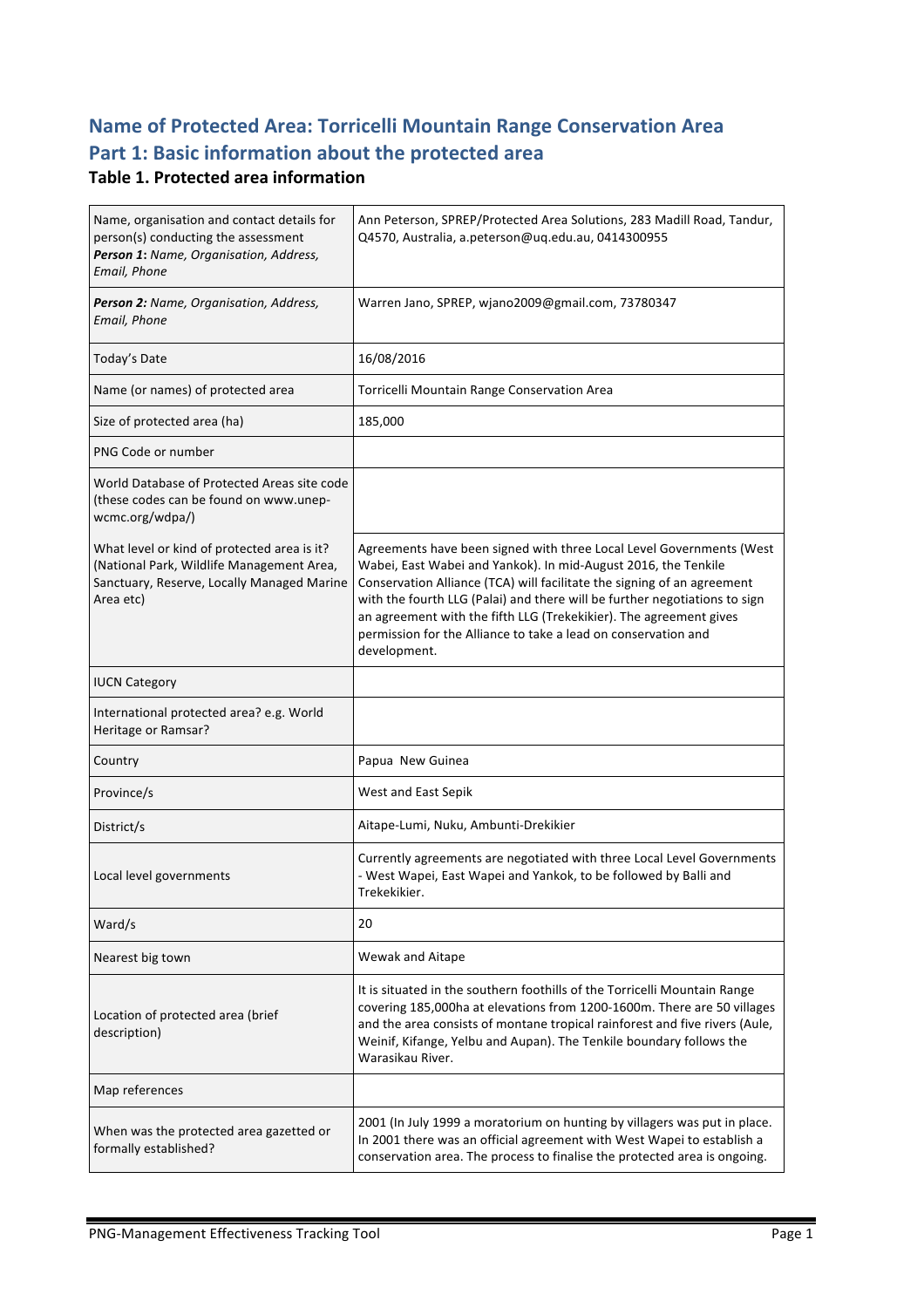# Name of Protected Area: Torricelli Mountain Range Conservation Area

# Part 1: Basic information about the protected area

### Table 1. Protected area information

| | |
|---|---|
| Name, organisation and contact details for person(s) conducting the assessment ***Person 1**: Name, Organisation, Address, Email, Phone* | Ann Peterson, SPREP/Protected Area Solutions, 283 Madill Road, Tandur, Q4570, Australia, a.peterson@uq.edu.au, 0414300955 |
| ***Person 2:** Name, Organisation, Address, Email, Phone* | Warren Jano, SPREP, wjano2009@gmail.com, 73780347 |
| Today's Date | 16/08/2016 |
| Name (or names) of protected area | Torricelli Mountain Range Conservation Area |
| Size of protected area (ha) | 185,000 |
| PNG Code or number | |
| World Database of Protected Areas site code (these codes can be found on www.unep-wcmc.org/wdpa/) | |
| What level or kind of protected area is it? (National Park, Wildlife Management Area, Sanctuary, Reserve, Locally Managed Marine Area etc) | Agreements have been signed with three Local Level Governments (West Wabei, East Wabei and Yankok). In mid-August 2016, the Tenkile Conservation Alliance (TCA) will facilitate the signing of an agreement with the fourth LLG (Palai) and there will be further negotiations to sign an agreement with the fifth LLG (Trekekikier). The agreement gives permission for the Alliance to take a lead on conservation and development. |
| IUCN Category | |
| International protected area? e.g. World Heritage or Ramsar? | |
| Country | Papua  New Guinea |
| Province/s | West and East Sepik |
| District/s | Aitape-Lumi, Nuku, Ambunti-Drekikier |
| Local level governments | Currently agreements are negotiated with three Local Level Governments - West Wapei, East Wapei and Yankok, to be followed by Balli and Trekekikier. |
| Ward/s | 20 |
| Nearest big town | Wewak and Aitape |
| Location of protected area (brief description) | It is situated in the southern foothills of the Torricelli Mountain Range covering 185,000ha at elevations from 1200-1600m. There are 50 villages and the area consists of montane tropical rainforest and five rivers (Aule, Weinif, Kifange, Yelbu and Aupan). The Tenkile boundary follows the Warasikau River. |
| Map references | |
| When was the protected area gazetted or formally established? | 2001 (In July 1999 a moratorium on hunting by villagers was put in place. In 2001 there was an official agreement with West Wapei to establish a conservation area. The process to finalise the protected area is ongoing. |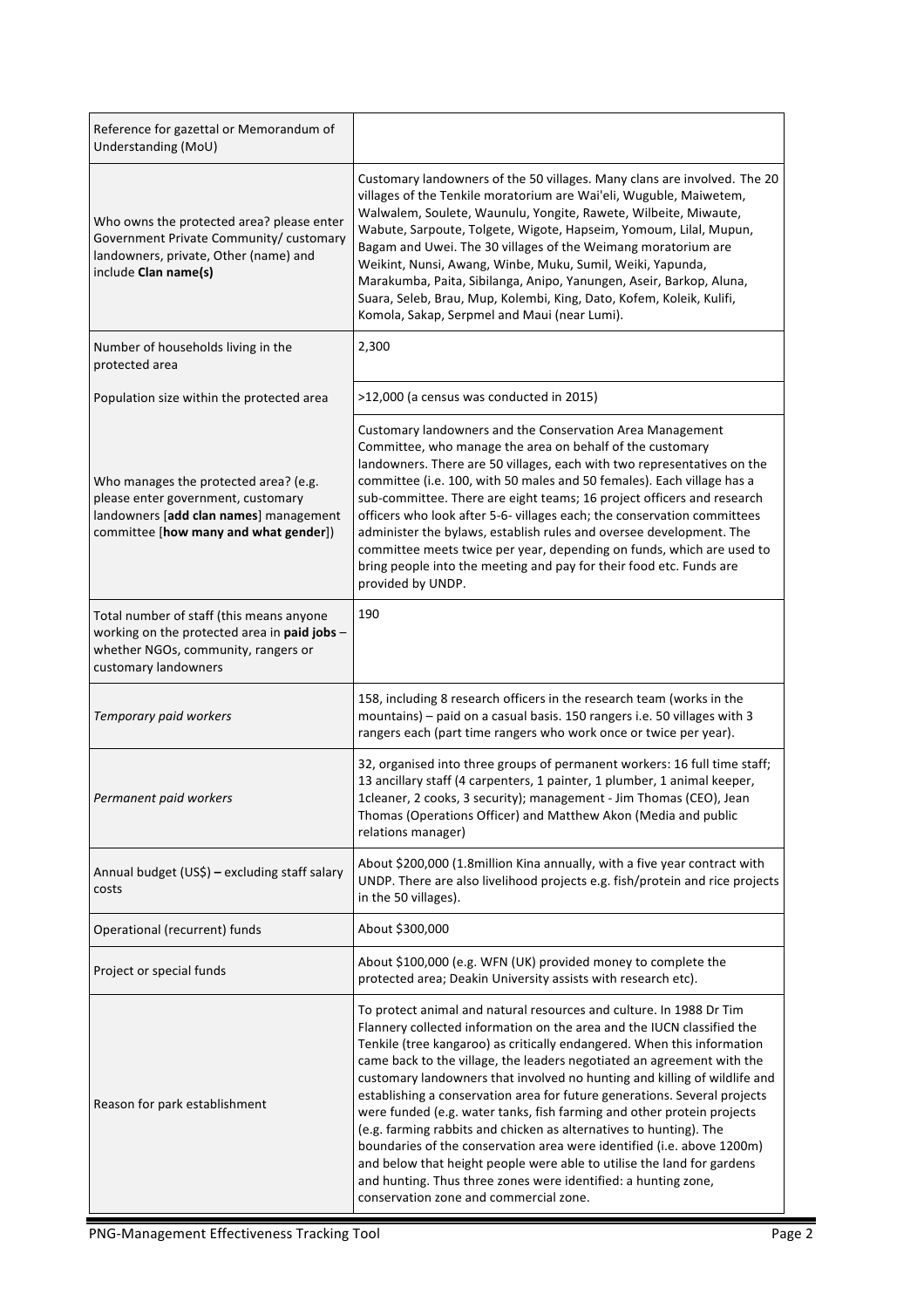| Reference for gazettal or Memorandum of Understanding (MoU) | |
|---|---|
| Who owns the protected area? please enter Government Private Community/ customary landowners, private, Other (name) and include **Clan name(s)** | Customary landowners of the 50 villages. Many clans are involved. The 20 villages of the Tenkile moratorium are Wai'eli, Wuguble, Maiwetem, Walwalem, Soulete, Waunulu, Yongite, Rawete, Wilbeite, Miwaute, Wabute, Sarpoute, Tolgete, Wigote, Hapseim, Yomoum, Lilal, Mupun, Bagam and Uwei. The 30 villages of the Weimang moratorium are Weikint, Nunsi, Awang, Winbe, Muku, Sumil, Weiki, Yapunda, Marakumba, Paita, Sibilanga, Anipo, Yanungen, Aseir, Barkop, Aluna, Suara, Seleb, Brau, Mup, Kolembi, King, Dato, Kofem, Koleik, Kulifi, Komola, Sakap, Serpmel and Maui (near Lumi). |
| Number of households living in the protected area | 2,300 |
| Population size within the protected area | >12,000 (a census was conducted in 2015) |
| Who manages the protected area? (e.g. please enter government, customary landowners [**add clan names**] management committee [**how many and what gender**]) | Customary landowners and the Conservation Area Management Committee, who manage the area on behalf of the customary landowners. There are 50 villages, each with two representatives on the committee (i.e. 100, with 50 males and 50 females). Each village has a sub-committee. There are eight teams; 16 project officers and research officers who look after 5-6- villages each; the conservation committees administer the bylaws, establish rules and oversee development. The committee meets twice per year, depending on funds, which are used to bring people into the meeting and pay for their food etc. Funds are provided by UNDP. |
| Total number of staff (this means anyone working on the protected area in **paid jobs** – whether NGOs, community, rangers or customary landowners | 190 |
| *Temporary paid workers* | 158, including 8 research officers in the research team (works in the mountains) – paid on a casual basis. 150 rangers i.e. 50 villages with 3 rangers each (part time rangers who work once or twice per year). |
| *Permanent paid workers* | 32, organised into three groups of permanent workers: 16 full time staff; 13 ancillary staff (4 carpenters, 1 painter, 1 plumber, 1 animal keeper, 1cleaner, 2 cooks, 3 security); management - Jim Thomas (CEO), Jean Thomas (Operations Officer) and Matthew Akon (Media and public relations manager) |
| Annual budget (US$) **– excluding staff salary costs** | About $200,000 (1.8million Kina annually, with a five year contract with UNDP. There are also livelihood projects e.g. fish/protein and rice projects in the 50 villages). |
| Operational (recurrent) funds | About $300,000 |
| Project or special funds | About $100,000 (e.g. WFN (UK) provided money to complete the protected area; Deakin University assists with research etc). |
| Reason for park establishment | To protect animal and natural resources and culture. In 1988 Dr Tim Flannery collected information on the area and the IUCN classified the Tenkile (tree kangaroo) as critically endangered. When this information came back to the village, the leaders negotiated an agreement with the customary landowners that involved no hunting and killing of wildlife and establishing a conservation area for future generations. Several projects were funded (e.g. water tanks, fish farming and other protein projects (e.g. farming rabbits and chicken as alternatives to hunting). The boundaries of the conservation area were identified (i.e. above 1200m) and below that height people were able to utilise the land for gardens and hunting. Thus three zones were identified: a hunting zone, conservation zone and commercial zone. |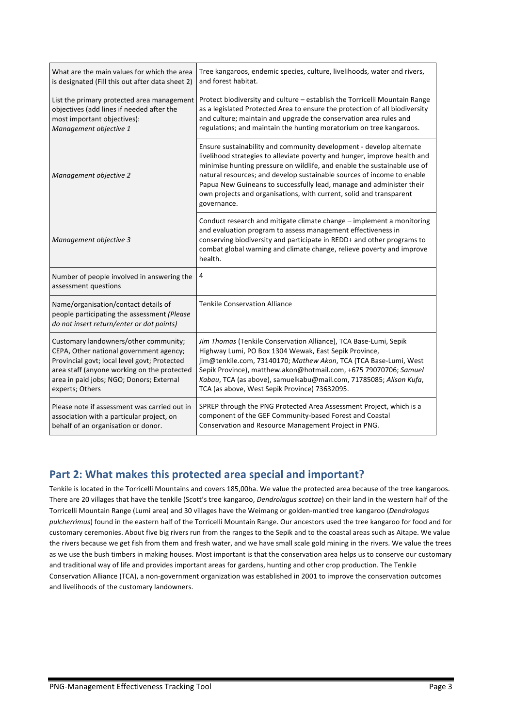| What are the main values for which the area is designated (Fill this out after data sheet 2) | Tree kangaroos, endemic species, culture, livelihoods, water and rivers, and forest habitat. |
|---|---|
| List the primary protected area management objectives (add lines if needed after the most important objectives): *Management objective 1* | Protect biodiversity and culture – establish the Torricelli Mountain Range as a legislated Protected Area to ensure the protection of all biodiversity and culture; maintain and upgrade the conservation area rules and regulations; and maintain the hunting moratorium on tree kangaroos. |
| *Management objective 2* | Ensure sustainability and community development - develop alternate livelihood strategies to alleviate poverty and hunger, improve health and minimise hunting pressure on wildlife, and enable the sustainable use of natural resources; and develop sustainable sources of income to enable Papua New Guineans to successfully lead, manage and administer their own projects and organisations, with current, solid and transparent governance. |
| *Management objective 3* | Conduct research and mitigate climate change – implement a monitoring and evaluation program to assess management effectiveness in conserving biodiversity and participate in REDD+ and other programs to combat global warning and climate change, relieve poverty and improve health. |
| Number of people involved in answering the assessment questions | 4 |
| Name/organisation/contact details of people participating the assessment *(Please do not insert return/enter or dot points)* | Tenkile Conservation Alliance |
| Customary landowners/other community; CEPA, Other national government agency; Provincial govt; local level govt; Protected area staff (anyone working on the protected area in paid jobs; NGO; Donors; External experts; Others | *Jim Thomas* (Tenkile Conservation Alliance), TCA Base-Lumi, Sepik Highway Lumi, PO Box 1304 Wewak, East Sepik Province, jim@tenkile.com, 73140170; *Mathew Akon*, TCA (TCA Base-Lumi, West Sepik Province), matthew.akon@hotmail.com, +675 79070706; *Samuel Kabau*, TCA (as above), samuelkabu@mail.com, 71785085; *Alison Kufa*, TCA (as above, West Sepik Province) 73632095. |
| Please note if assessment was carried out in association with a particular project, on behalf of an organisation or donor. | SPREP through the PNG Protected Area Assessment Project, which is a component of the GEF Community-based Forest and Coastal Conservation and Resource Management Project in PNG. |

## Part 2: What makes this protected area special and important?

Tenkile is located in the Torricelli Mountains and covers 185,00ha. We value the protected area because of the tree kangaroos. There are 20 villages that have the tenkile (Scott's tree kangaroo, *Dendrolagus scottae*) on their land in the western half of the Torricelli Mountain Range (Lumi area) and 30 villages have the Weimang or golden-mantled tree kangaroo (*Dendrolagus pulcherrimus*) found in the eastern half of the Torricelli Mountain Range. Our ancestors used the tree kangaroo for food and for customary ceremonies. About five big rivers run from the ranges to the Sepik and to the coastal areas such as Aitape. We value the rivers because we get fish from them and fresh water, and we have small scale gold mining in the rivers. We value the trees as we use the bush timbers in making houses. Most important is that the conservation area helps us to conserve our customary and traditional way of life and provides important areas for gardens, hunting and other crop production. The Tenkile Conservation Alliance (TCA), a non-government organization was established in 2001 to improve the conservation outcomes and livelihoods of the customary landowners.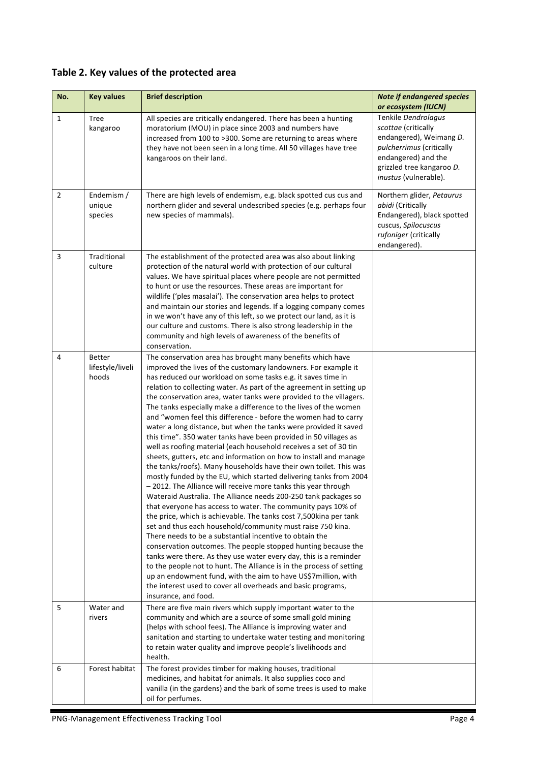## Table 2. Key values of the protected area

| No. | Key values | Brief description | *Note if endangered species or ecosystem (IUCN)* |
|---|---|---|---|
| 1 | Tree kangaroo | All species are critically endangered. There has been a hunting moratorium (MOU) in place since 2003 and numbers have increased from 100 to >300. Some are returning to areas where they have not been seen in a long time. All 50 villages have tree kangaroos on their land. | Tenkile *Dendrolagus scottae* (critically endangered), Weimang *D. pulcherrimus* (critically endangered) and the grizzled tree kangaroo *D. inustus* (vulnerable). |
| 2 | Endemism / unique species | There are high levels of endemism, e.g. black spotted cus cus and northern glider and several undescribed species (e.g. perhaps four new species of mammals). | Northern glider, *Petaurus abidi* (Critically Endangered), black spotted cuscus, *Spilocuscus rufoniger* (critically endangered). |
| 3 | Traditional culture | The establishment of the protected area was also about linking protection of the natural world with protection of our cultural values. We have spiritual places where people are not permitted to hunt or use the resources. These areas are important for wildlife ('ples masalai'). The conservation area helps to protect and maintain our stories and legends. If a logging company comes in we won't have any of this left, so we protect our land, as it is our culture and customs. There is also strong leadership in the community and high levels of awareness of the benefits of conservation. | |
| 4 | Better lifestyle/livelihoods | The conservation area has brought many benefits which have improved the lives of the customary landowners. For example it has reduced our workload on some tasks e.g. it saves time in relation to collecting water. As part of the agreement in setting up the conservation area, water tanks were provided to the villagers. The tanks especially make a difference to the lives of the women and "women feel this difference - before the women had to carry water a long distance, but when the tanks were provided it saved this time". 350 water tanks have been provided in 50 villages as well as roofing material (each household receives a set of 30 tin sheets, gutters, etc and information on how to install and manage the tanks/roofs). Many households have their own toilet. This was mostly funded by the EU, which started delivering tanks from 2004 – 2012. The Alliance will receive more tanks this year through Wateraid Australia. The Alliance needs 200-250 tank packages so that everyone has access to water. The community pays 10% of the price, which is achievable. The tanks cost 7,500kina per tank set and thus each household/community must raise 750 kina. There needs to be a substantial incentive to obtain the conservation outcomes. The people stopped hunting because the tanks were there. As they use water every day, this is a reminder to the people not to hunt. The Alliance is in the process of setting up an endowment fund, with the aim to have US$7million, with the interest used to cover all overheads and basic programs, insurance, and food. | |
| 5 | Water and rivers | There are five main rivers which supply important water to the community and which are a source of some small gold mining (helps with school fees). The Alliance is improving water and sanitation and starting to undertake water testing and monitoring to retain water quality and improve people's livelihoods and health. | |
| 6 | Forest habitat | The forest provides timber for making houses, traditional medicines, and habitat for animals. It also supplies coco and vanilla (in the gardens) and the bark of some trees is used to make oil for perfumes. | |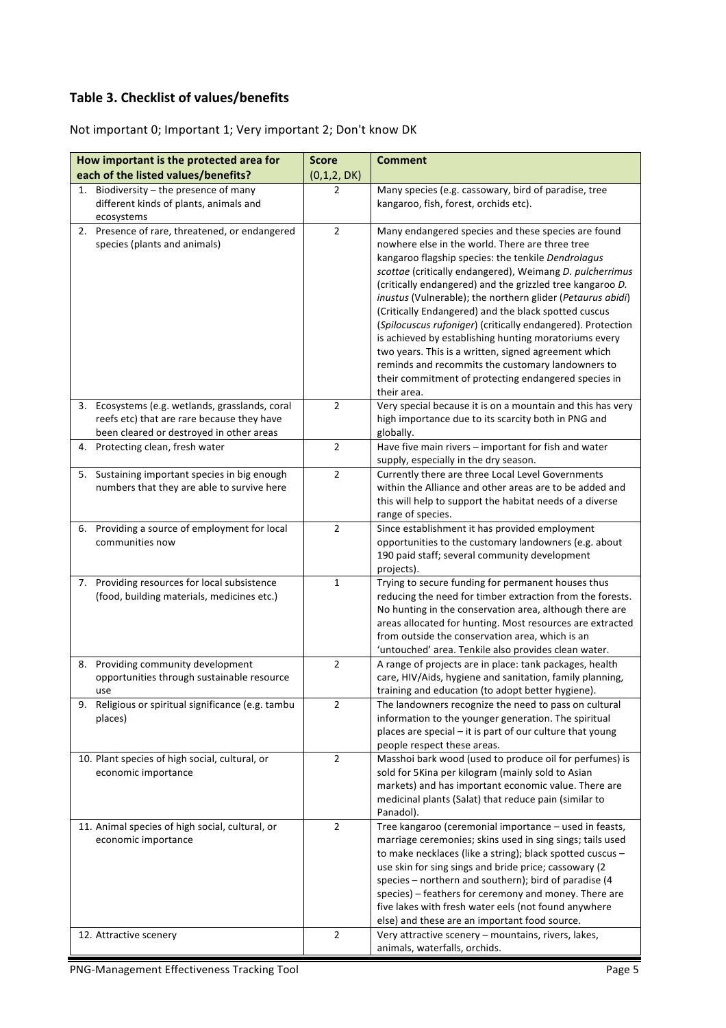## Table 3. Checklist of values/benefits

Not important 0; Important 1; Very important 2; Don't know DK

| How important is the protected area for each of the listed values/benefits? | Score (0,1,2, DK) | Comment |
|---|---|---|
| 1. Biodiversity – the presence of many different kinds of plants, animals and ecosystems | 2 | Many species (e.g. cassowary, bird of paradise, tree kangaroo, fish, forest, orchids etc). |
| 2. Presence of rare, threatened, or endangered species (plants and animals) | 2 | Many endangered species and these species are found nowhere else in the world. There are three tree kangaroo flagship species: the tenkile *Dendrolagus scottae* (critically endangered), Weimang *D. pulcherrimus* (critically endangered) and the grizzled tree kangaroo *D. inustus* (Vulnerable); the northern glider (*Petaurus abidi*) (Critically Endangered) and the black spotted cuscus (*Spilocuscus rufoniger*) (critically endangered). Protection is achieved by establishing hunting moratoriums every two years. This is a written, signed agreement which reminds and recommits the customary landowners to their commitment of protecting endangered species in their area. |
| 3. Ecosystems (e.g. wetlands, grasslands, coral reefs etc) that are rare because they have been cleared or destroyed in other areas | 2 | Very special because it is on a mountain and this has very high importance due to its scarcity both in PNG and globally. |
| 4. Protecting clean, fresh water | 2 | Have five main rivers – important for fish and water supply, especially in the dry season. |
| 5. Sustaining important species in big enough numbers that they are able to survive here | 2 | Currently there are three Local Level Governments within the Alliance and other areas are to be added and this will help to support the habitat needs of a diverse range of species. |
| 6. Providing a source of employment for local communities now | 2 | Since establishment it has provided employment opportunities to the customary landowners (e.g. about 190 paid staff; several community development projects). |
| 7. Providing resources for local subsistence (food, building materials, medicines etc.) | 1 | Trying to secure funding for permanent houses thus reducing the need for timber extraction from the forests. No hunting in the conservation area, although there are areas allocated for hunting. Most resources are extracted from outside the conservation area, which is an 'untouched' area. Tenkile also provides clean water. |
| 8. Providing community development opportunities through sustainable resource use | 2 | A range of projects are in place: tank packages, health care, HIV/Aids, hygiene and sanitation, family planning, training and education (to adopt better hygiene). |
| 9. Religious or spiritual significance (e.g. tambu places) | 2 | The landowners recognize the need to pass on cultural information to the younger generation. The spiritual places are special – it is part of our culture that young people respect these areas. |
| 10. Plant species of high social, cultural, or economic importance | 2 | Masshoi bark wood (used to produce oil for perfumes) is sold for 5Kina per kilogram (mainly sold to Asian markets) and has important economic value. There are medicinal plants (Salat) that reduce pain (similar to Panadol). |
| 11. Animal species of high social, cultural, or economic importance | 2 | Tree kangaroo (ceremonial importance – used in feasts, marriage ceremonies; skins used in sing sings; tails used to make necklaces (like a string); black spotted cuscus – use skin for sing sings and bride price; cassowary (2 species – northern and southern); bird of paradise (4 species) – feathers for ceremony and money. There are five lakes with fresh water eels (not found anywhere else) and these are an important food source. |
| 12. Attractive scenery | 2 | Very attractive scenery – mountains, rivers, lakes, animals, waterfalls, orchids. |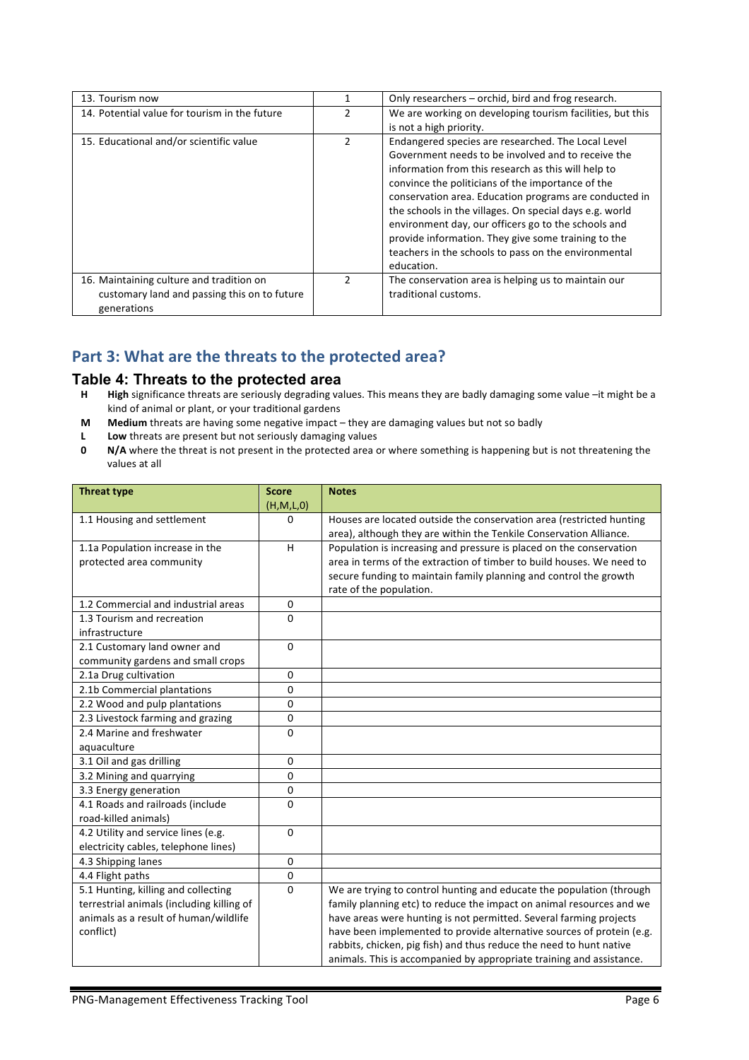| 13. Tourism now | 1 | Only researchers – orchid, bird and frog research. |
|---|---|---|
| 14. Potential value for tourism in the future | 2 | We are working on developing tourism facilities, but this is not a high priority. |
| 15. Educational and/or scientific value | 2 | Endangered species are researched. The Local Level Government needs to be involved and to receive the information from this research as this will help to convince the politicians of the importance of the conservation area. Education programs are conducted in the schools in the villages. On special days e.g. world environment day, our officers go to the schools and provide information. They give some training to the teachers in the schools to pass on the environmental education. |
| 16. Maintaining culture and tradition on customary land and passing this on to future generations | 2 | The conservation area is helping us to maintain our traditional customs. |

## Part 3: What are the threats to the protected area?

### Table 4: Threats to the protected area

- **H** **High** significance threats are seriously degrading values. This means they are badly damaging some value –it might be a kind of animal or plant, or your traditional gardens
- **M** **Medium** threats are having some negative impact – they are damaging values but not so badly
- **L** **Low** threats are present but not seriously damaging values
- **0** **N/A** where the threat is not present in the protected area or where something is happening but is not threatening the values at all

| Threat type | Score (H,M,L,0) | Notes |
|---|---|---|
| 1.1 Housing and settlement | 0 | Houses are located outside the conservation area (restricted hunting area), although they are within the Tenkile Conservation Alliance. |
| 1.1a Population increase in the protected area community | H | Population is increasing and pressure is placed on the conservation area in terms of the extraction of timber to build houses. We need to secure funding to maintain family planning and control the growth rate of the population. |
| 1.2 Commercial and industrial areas | 0 | |
| 1.3 Tourism and recreation infrastructure | 0 | |
| 2.1 Customary land owner and community gardens and small crops | 0 | |
| 2.1a Drug cultivation | 0 | |
| 2.1b Commercial plantations | 0 | |
| 2.2 Wood and pulp plantations | 0 | |
| 2.3 Livestock farming and grazing | 0 | |
| 2.4 Marine and freshwater aquaculture | 0 | |
| 3.1 Oil and gas drilling | 0 | |
| 3.2 Mining and quarrying | 0 | |
| 3.3 Energy generation | 0 | |
| 4.1 Roads and railroads (include road-killed animals) | 0 | |
| 4.2 Utility and service lines (e.g. electricity cables, telephone lines) | 0 | |
| 4.3 Shipping lanes | 0 | |
| 4.4 Flight paths | 0 | |
| 5.1 Hunting, killing and collecting terrestrial animals (including killing of animals as a result of human/wildlife conflict) | 0 | We are trying to control hunting and educate the population (through family planning etc) to reduce the impact on animal resources and we have areas were hunting is not permitted. Several farming projects have been implemented to provide alternative sources of protein (e.g. rabbits, chicken, pig fish) and thus reduce the need to hunt native animals. This is accompanied by appropriate training and assistance. |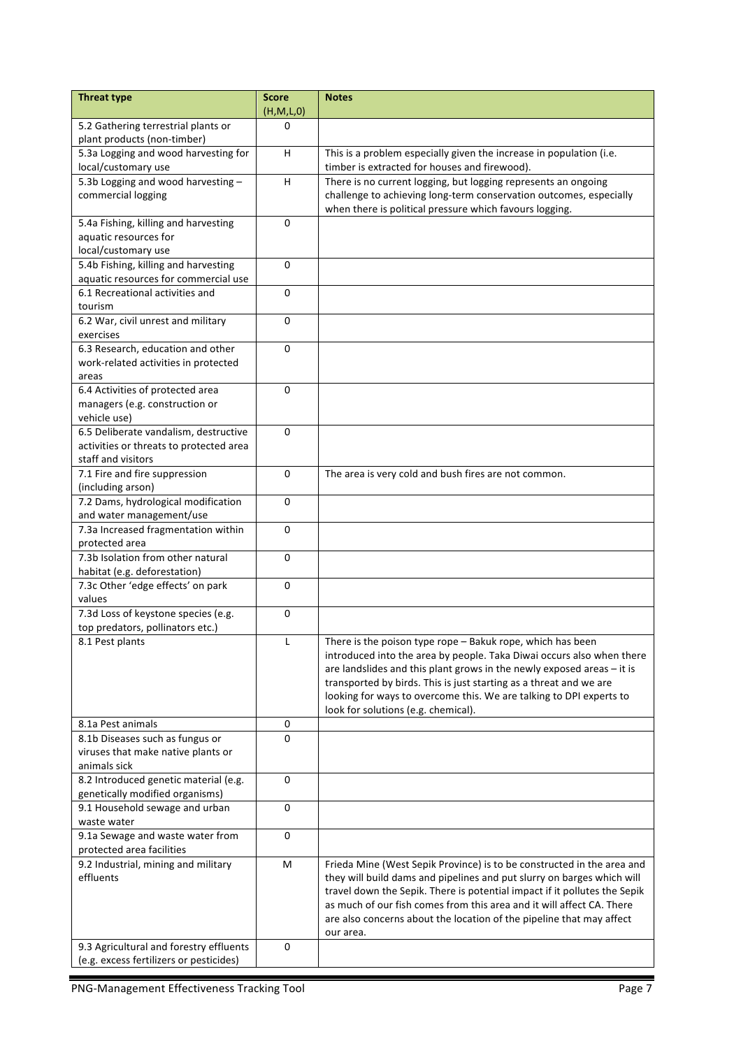| Threat type | Score (H,M,L,0) | Notes |
| --- | --- | --- |
| 5.2 Gathering terrestrial plants or plant products (non-timber) | 0 | |
| 5.3a Logging and wood harvesting for local/customary use | H | This is a problem especially given the increase in population (i.e. timber is extracted for houses and firewood). |
| 5.3b Logging and wood harvesting – commercial logging | H | There is no current logging, but logging represents an ongoing challenge to achieving long-term conservation outcomes, especially when there is political pressure which favours logging. |
| 5.4a Fishing, killing and harvesting aquatic resources for local/customary use | 0 | |
| 5.4b Fishing, killing and harvesting aquatic resources for commercial use | 0 | |
| 6.1 Recreational activities and tourism | 0 | |
| 6.2 War, civil unrest and military exercises | 0 | |
| 6.3 Research, education and other work-related activities in protected areas | 0 | |
| 6.4 Activities of protected area managers (e.g. construction or vehicle use) | 0 | |
| 6.5 Deliberate vandalism, destructive activities or threats to protected area staff and visitors | 0 | |
| 7.1 Fire and fire suppression (including arson) | 0 | The area is very cold and bush fires are not common. |
| 7.2 Dams, hydrological modification and water management/use | 0 | |
| 7.3a Increased fragmentation within protected area | 0 | |
| 7.3b Isolation from other natural habitat (e.g. deforestation) | 0 | |
| 7.3c Other 'edge effects' on park values | 0 | |
| 7.3d Loss of keystone species (e.g. top predators, pollinators etc.) | 0 | |
| 8.1 Pest plants | L | There is the poison type rope – Bakuk rope, which has been introduced into the area by people. Taka Diwai occurs also when there are landslides and this plant grows in the newly exposed areas – it is transported by birds. This is just starting as a threat and we are looking for ways to overcome this. We are talking to DPI experts to look for solutions (e.g. chemical). |
| 8.1a Pest animals | 0 | |
| 8.1b Diseases such as fungus or viruses that make native plants or animals sick | 0 | |
| 8.2 Introduced genetic material (e.g. genetically modified organisms) | 0 | |
| 9.1 Household sewage and urban waste water | 0 | |
| 9.1a Sewage and waste water from protected area facilities | 0 | |
| 9.2 Industrial, mining and military effluents | M | Frieda Mine (West Sepik Province) is to be constructed in the area and they will build dams and pipelines and put slurry on barges which will travel down the Sepik. There is potential impact if it pollutes the Sepik as much of our fish comes from this area and it will affect CA. There are also concerns about the location of the pipeline that may affect our area. |
| 9.3 Agricultural and forestry effluents (e.g. excess fertilizers or pesticides) | 0 | |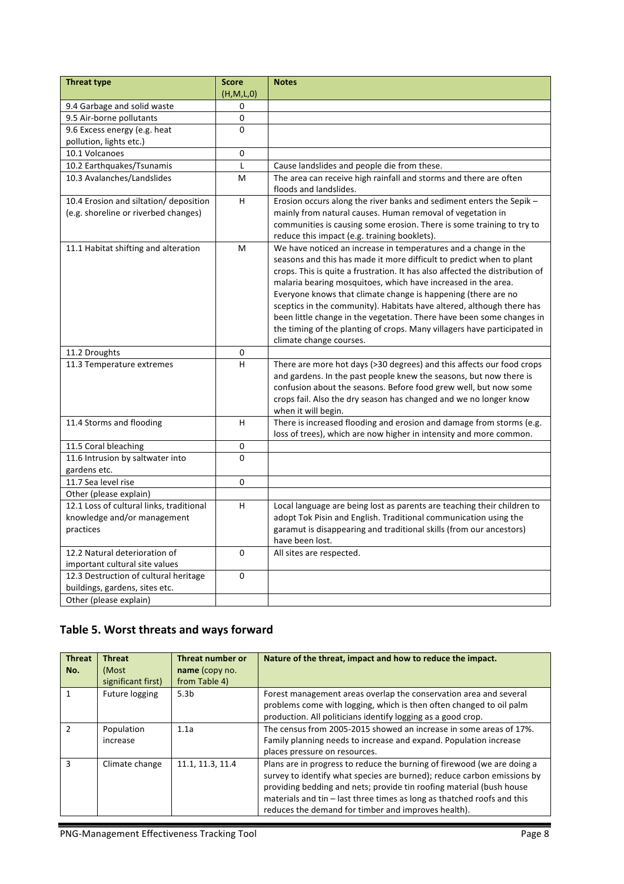| Threat type | Score (H,M,L,0) | Notes |
| --- | --- | --- |
| 9.4 Garbage and solid waste | 0 | |
| 9.5 Air-borne pollutants | 0 | |
| 9.6 Excess energy (e.g. heat pollution, lights etc.) | 0 | |
| 10.1 Volcanoes | 0 | |
| 10.2 Earthquakes/Tsunamis | L | Cause landslides and people die from these. |
| 10.3 Avalanches/Landslides | M | The area can receive high rainfall and storms and there are often floods and landslides. |
| 10.4 Erosion and siltation/ deposition (e.g. shoreline or riverbed changes) | H | Erosion occurs along the river banks and sediment enters the Sepik – mainly from natural causes. Human removal of vegetation in communities is causing some erosion. There is some training to try to reduce this impact (e.g. training booklets). |
| 11.1 Habitat shifting and alteration | M | We have noticed an increase in temperatures and a change in the seasons and this has made it more difficult to predict when to plant crops. This is quite a frustration. It has also affected the distribution of malaria bearing mosquitoes, which have increased in the area. Everyone knows that climate change is happening (there are no sceptics in the community). Habitats have altered, although there has been little change in the vegetation. There have been some changes in the timing of the planting of crops. Many villagers have participated in climate change courses. |
| 11.2 Droughts | 0 | |
| 11.3 Temperature extremes | H | There are more hot days (>30 degrees) and this affects our food crops and gardens. In the past people knew the seasons, but now there is confusion about the seasons. Before food grew well, but now some crops fail. Also the dry season has changed and we no longer know when it will begin. |
| 11.4 Storms and flooding | H | There is increased flooding and erosion and damage from storms (e.g. loss of trees), which are now higher in intensity and more common. |
| 11.5 Coral bleaching | 0 | |
| 11.6 Intrusion by saltwater into gardens etc. | 0 | |
| 11.7 Sea level rise | 0 | |
| Other (please explain) | | |
| 12.1 Loss of cultural links, traditional knowledge and/or management practices | H | Local language are being lost as parents are teaching their children to adopt Tok Pisin and English. Traditional communication using the garamut is disappearing and traditional skills (from our ancestors) have been lost. |
| 12.2 Natural deterioration of important cultural site values | 0 | All sites are respected. |
| 12.3 Destruction of cultural heritage buildings, gardens, sites etc. | 0 | |
| Other (please explain) | | |

## Table 5. Worst threats and ways forward

| Threat No. | Threat (Most significant first) | Threat number or name (copy no. from Table 4) | Nature of the threat, impact and how to reduce the impact. |
| --- | --- | --- | --- |
| 1 | Future logging | 5.3b | Forest management areas overlap the conservation area and several problems come with logging, which is then often changed to oil palm production. All politicians identify logging as a good crop. |
| 2 | Population increase | 1.1a | The census from 2005-2015 showed an increase in some areas of 17%. Family planning needs to increase and expand. Population increase places pressure on resources. |
| 3 | Climate change | 11.1, 11.3, 11.4 | Plans are in progress to reduce the burning of firewood (we are doing a survey to identify what species are burned); reduce carbon emissions by providing bedding and nets; provide tin roofing material (bush house materials and tin – last three times as long as thatched roofs and this reduces the demand for timber and improves health). |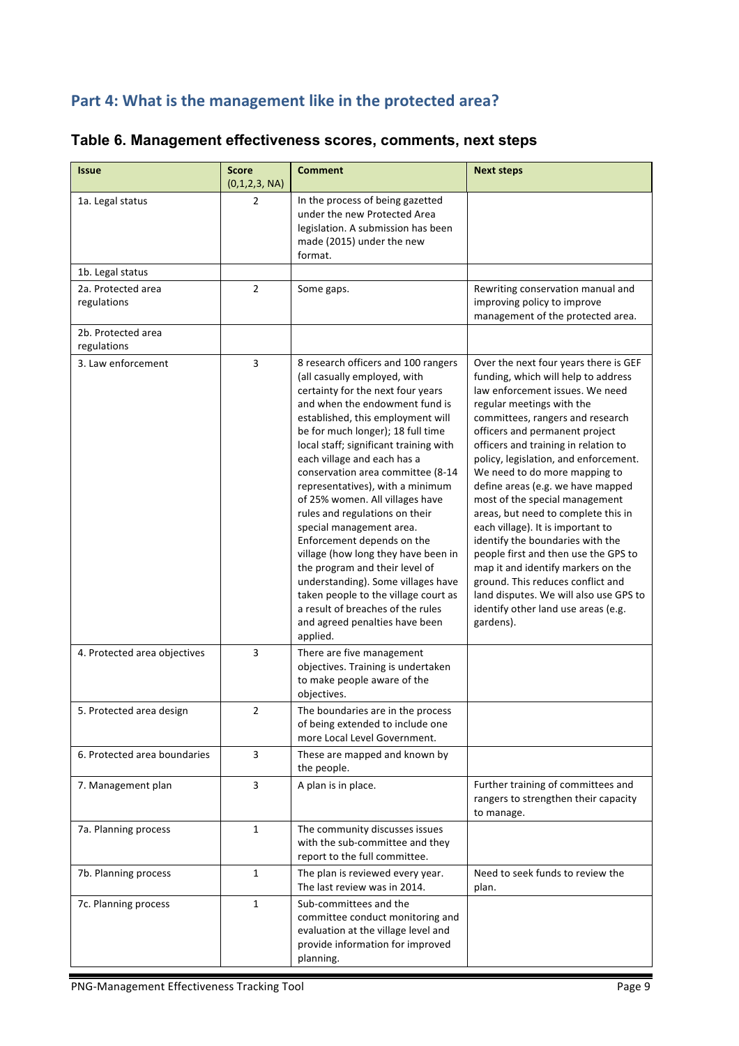## Part 4: What is the management like in the protected area?

### Table 6. Management effectiveness scores, comments, next steps

| Issue | Score (0,1,2,3, NA) | Comment | Next steps |
|---|---|---|---|
| 1a. Legal status | 2 | In the process of being gazetted under the new Protected Area legislation. A submission has been made (2015) under the new format. | |
| 1b. Legal status | | | |
| 2a. Protected area regulations | 2 | Some gaps. | Rewriting conservation manual and improving policy to improve management of the protected area. |
| 2b. Protected area regulations | | | |
| 3. Law enforcement | 3 | 8 research officers and 100 rangers (all casually employed, with certainty for the next four years and when the endowment fund is established, this employment will be for much longer); 18 full time local staff; significant training with each village and each has a conservation area committee (8-14 representatives), with a minimum of 25% women. All villages have rules and regulations on their special management area. Enforcement depends on the village (how long they have been in the program and their level of understanding). Some villages have taken people to the village court as a result of breaches of the rules and agreed penalties have been applied. | Over the next four years there is GEF funding, which will help to address law enforcement issues. We need regular meetings with the committees, rangers and research officers and permanent project officers and training in relation to policy, legislation, and enforcement. We need to do more mapping to define areas (e.g. we have mapped most of the special management areas, but need to complete this in each village). It is important to identify the boundaries with the people first and then use the GPS to map it and identify markers on the ground. This reduces conflict and land disputes. We will also use GPS to identify other land use areas (e.g. gardens). |
| 4. Protected area objectives | 3 | There are five management objectives. Training is undertaken to make people aware of the objectives. | |
| 5. Protected area design | 2 | The boundaries are in the process of being extended to include one more Local Level Government. | |
| 6. Protected area boundaries | 3 | These are mapped and known by the people. | |
| 7. Management plan | 3 | A plan is in place. | Further training of committees and rangers to strengthen their capacity to manage. |
| 7a. Planning process | 1 | The community discusses issues with the sub-committee and they report to the full committee. | |
| 7b. Planning process | 1 | The plan is reviewed every year. The last review was in 2014. | Need to seek funds to review the plan. |
| 7c. Planning process | 1 | Sub-committees and the committee conduct monitoring and evaluation at the village level and provide information for improved planning. | |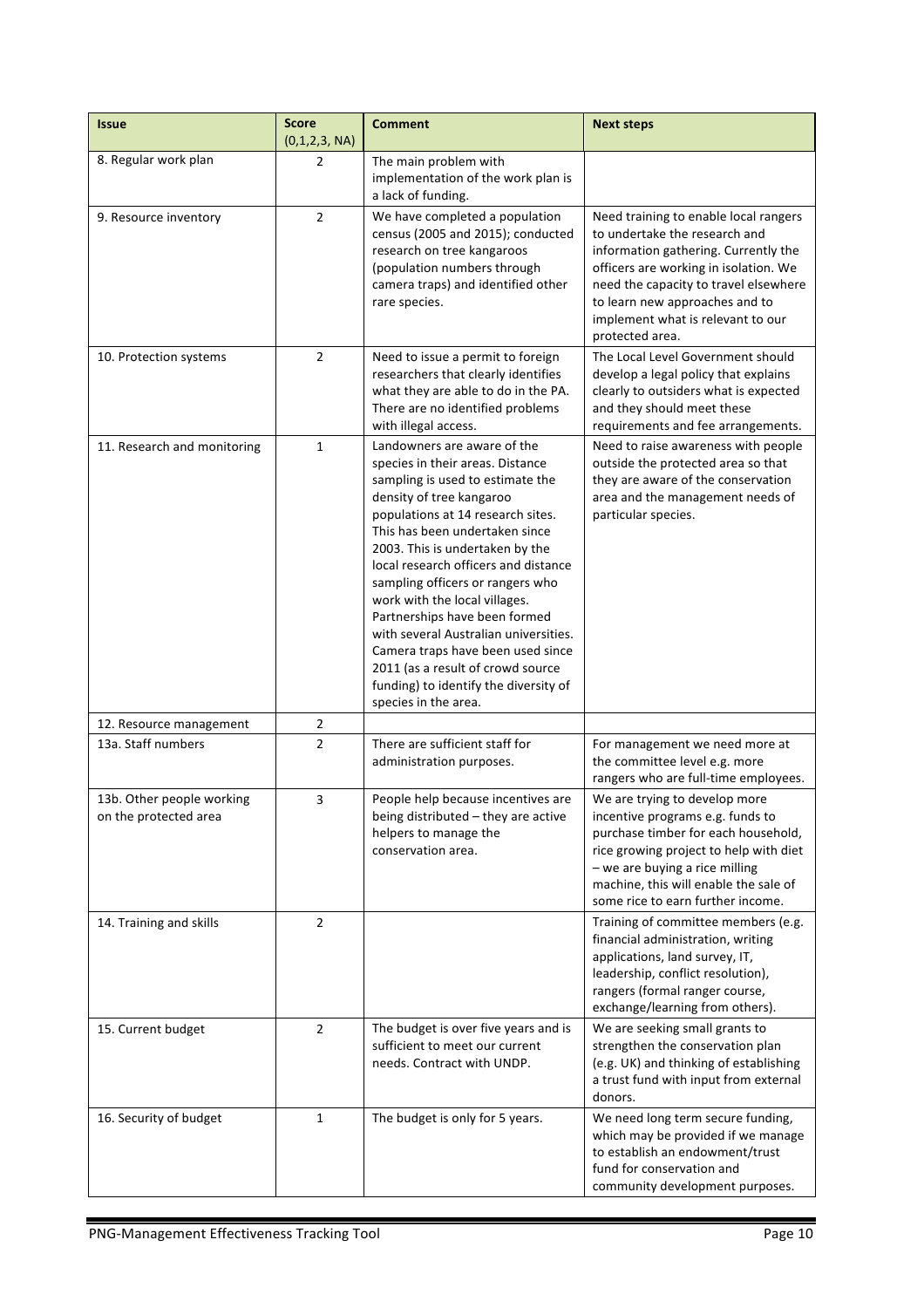| Issue | Score (0,1,2,3, NA) | Comment | Next steps |
|---|---|---|---|
| 8. Regular work plan | 2 | The main problem with implementation of the work plan is a lack of funding. | |
| 9. Resource inventory | 2 | We have completed a population census (2005 and 2015); conducted research on tree kangaroos (population numbers through camera traps) and identified other rare species. | Need training to enable local rangers to undertake the research and information gathering. Currently the officers are working in isolation. We need the capacity to travel elsewhere to learn new approaches and to implement what is relevant to our protected area. |
| 10. Protection systems | 2 | Need to issue a permit to foreign researchers that clearly identifies what they are able to do in the PA. There are no identified problems with illegal access. | The Local Level Government should develop a legal policy that explains clearly to outsiders what is expected and they should meet these requirements and fee arrangements. |
| 11. Research and monitoring | 1 | Landowners are aware of the species in their areas. Distance sampling is used to estimate the density of tree kangaroo populations at 14 research sites. This has been undertaken since 2003. This is undertaken by the local research officers and distance sampling officers or rangers who work with the local villages. Partnerships have been formed with several Australian universities. Camera traps have been used since 2011 (as a result of crowd source funding) to identify the diversity of species in the area. | Need to raise awareness with people outside the protected area so that they are aware of the conservation area and the management needs of particular species. |
| 12. Resource management | 2 | | |
| 13a. Staff numbers | 2 | There are sufficient staff for administration purposes. | For management we need more at the committee level e.g. more rangers who are full-time employees. |
| 13b. Other people working on the protected area | 3 | People help because incentives are being distributed – they are active helpers to manage the conservation area. | We are trying to develop more incentive programs e.g. funds to purchase timber for each household, rice growing project to help with diet – we are buying a rice milling machine, this will enable the sale of some rice to earn further income. |
| 14. Training and skills | 2 | | Training of committee members (e.g. financial administration, writing applications, land survey, IT, leadership, conflict resolution), rangers (formal ranger course, exchange/learning from others). |
| 15. Current budget | 2 | The budget is over five years and is sufficient to meet our current needs. Contract with UNDP. | We are seeking small grants to strengthen the conservation plan (e.g. UK) and thinking of establishing a trust fund with input from external donors. |
| 16. Security of budget | 1 | The budget is only for 5 years. | We need long term secure funding, which may be provided if we manage to establish an endowment/trust fund for conservation and community development purposes. |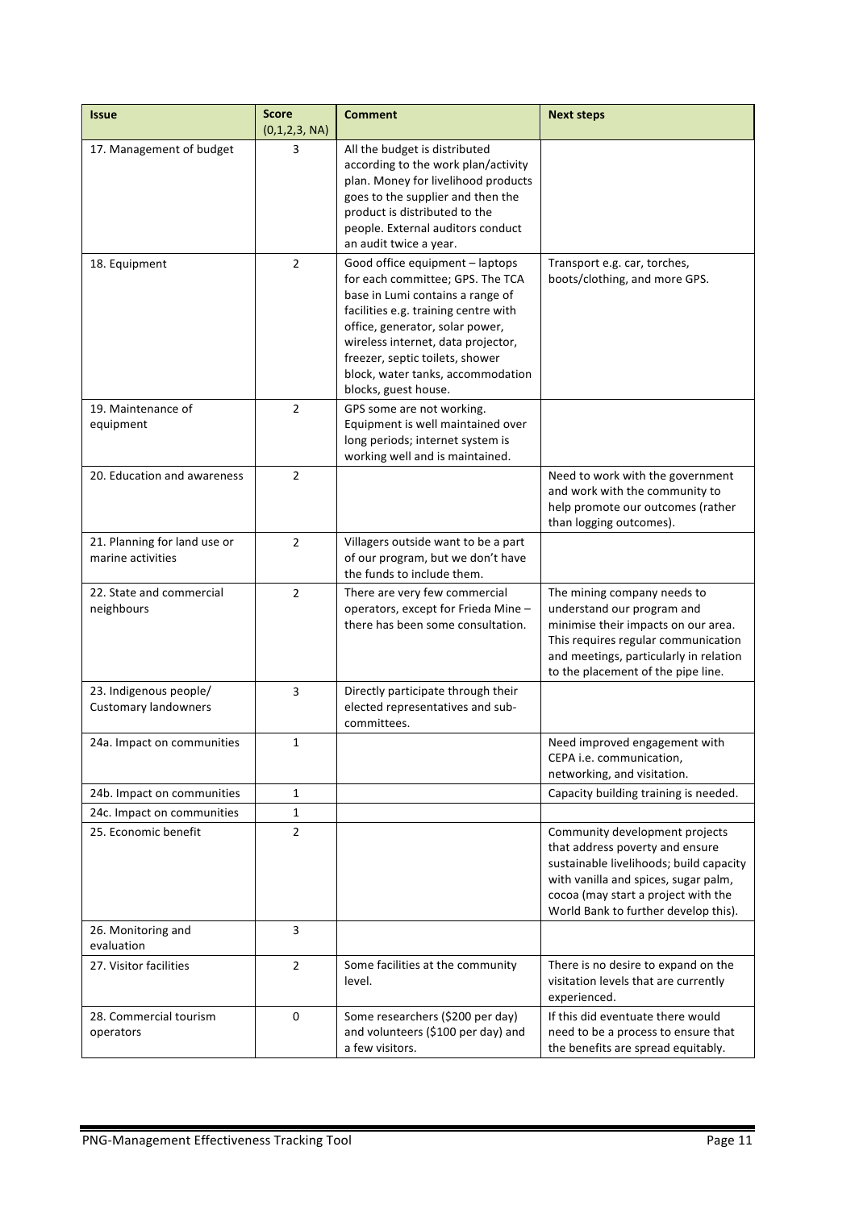| Issue | Score (0,1,2,3, NA) | Comment | Next steps |
|---|---|---|---|
| 17. Management of budget | 3 | All the budget is distributed according to the work plan/activity plan. Money for livelihood products goes to the supplier and then the product is distributed to the people. External auditors conduct an audit twice a year. | |
| 18. Equipment | 2 | Good office equipment – laptops for each committee; GPS. The TCA base in Lumi contains a range of facilities e.g. training centre with office, generator, solar power, wireless internet, data projector, freezer, septic toilets, shower block, water tanks, accommodation blocks, guest house. | Transport e.g. car, torches, boots/clothing, and more GPS. |
| 19. Maintenance of equipment | 2 | GPS some are not working. Equipment is well maintained over long periods; internet system is working well and is maintained. | |
| 20. Education and awareness | 2 | | Need to work with the government and work with the community to help promote our outcomes (rather than logging outcomes). |
| 21. Planning for land use or marine activities | 2 | Villagers outside want to be a part of our program, but we don't have the funds to include them. | |
| 22. State and commercial neighbours | 2 | There are very few commercial operators, except for Frieda Mine – there has been some consultation. | The mining company needs to understand our program and minimise their impacts on our area. This requires regular communication and meetings, particularly in relation to the placement of the pipe line. |
| 23. Indigenous people/ Customary landowners | 3 | Directly participate through their elected representatives and sub-committees. | |
| 24a. Impact on communities | 1 | | Need improved engagement with CEPA i.e. communication, networking, and visitation. |
| 24b. Impact on communities | 1 | | Capacity building training is needed. |
| 24c. Impact on communities | 1 | | |
| 25. Economic benefit | 2 | | Community development projects that address poverty and ensure sustainable livelihoods; build capacity with vanilla and spices, sugar palm, cocoa (may start a project with the World Bank to further develop this). |
| 26. Monitoring and evaluation | 3 | | |
| 27. Visitor facilities | 2 | Some facilities at the community level. | There is no desire to expand on the visitation levels that are currently experienced. |
| 28. Commercial tourism operators | 0 | Some researchers ($200 per day) and volunteers ($100 per day) and a few visitors. | If this did eventuate there would need to be a process to ensure that the benefits are spread equitably. |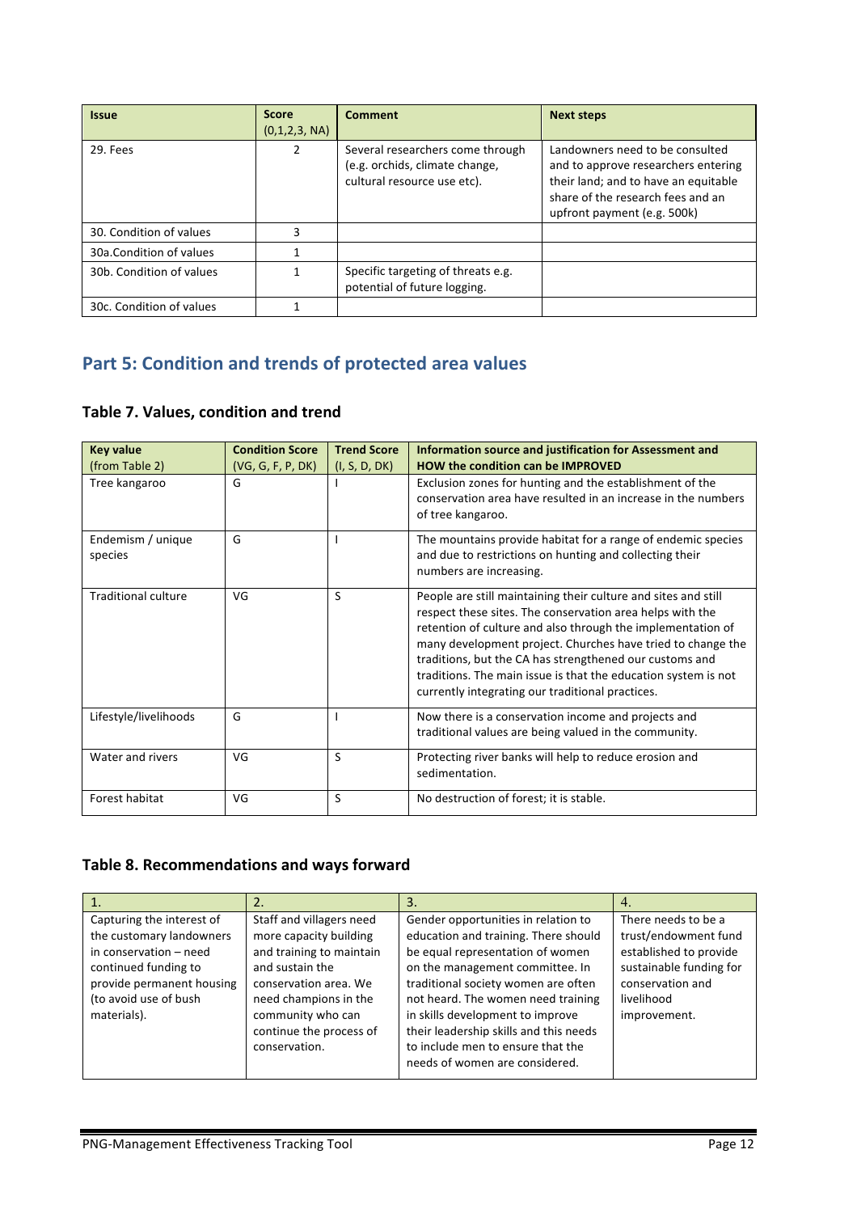| Issue | Score (0,1,2,3, NA) | Comment | Next steps |
|---|---|---|---|
| 29. Fees | 2 | Several researchers come through (e.g. orchids, climate change, cultural resource use etc). | Landowners need to be consulted and to approve researchers entering their land; and to have an equitable share of the research fees and an upfront payment (e.g. 500k) |
| 30. Condition of values | 3 | | |
| 30a.Condition of values | 1 | | |
| 30b. Condition of values | 1 | Specific targeting of threats e.g. potential of future logging. | |
| 30c. Condition of values | 1 | | |

## Part 5: Condition and trends of protected area values

### Table 7. Values, condition and trend

| Key value (from Table 2) | Condition Score (VG, G, F, P, DK) | Trend Score (I, S, D, DK) | Information source and justification for Assessment and HOW the condition can be IMPROVED |
|---|---|---|---|
| Tree kangaroo | G | I | Exclusion zones for hunting and the establishment of the conservation area have resulted in an increase in the numbers of tree kangaroo. |
| Endemism / unique species | G | I | The mountains provide habitat for a range of endemic species and due to restrictions on hunting and collecting their numbers are increasing. |
| Traditional culture | VG | S | People are still maintaining their culture and sites and still respect these sites. The conservation area helps with the retention of culture and also through the implementation of many development project. Churches have tried to change the traditions, but the CA has strengthened our customs and traditions. The main issue is that the education system is not currently integrating our traditional practices. |
| Lifestyle/livelihoods | G | I | Now there is a conservation income and projects and traditional values are being valued in the community. |
| Water and rivers | VG | S | Protecting river banks will help to reduce erosion and sedimentation. |
| Forest habitat | VG | S | No destruction of forest; it is stable. |

### Table 8. Recommendations and ways forward

| 1. | 2. | 3. | 4. |
|---|---|---|---|
| Capturing the interest of the customary landowners in conservation – need continued funding to provide permanent housing (to avoid use of bush materials). | Staff and villagers need more capacity building and training to maintain and sustain the conservation area. We need champions in the community who can continue the process of conservation. | Gender opportunities in relation to education and training. There should be equal representation of women on the management committee. In traditional society women are often not heard. The women need training in skills development to improve their leadership skills and this needs to include men to ensure that the needs of women are considered. | There needs to be a trust/endowment fund established to provide sustainable funding for conservation and livelihood improvement. |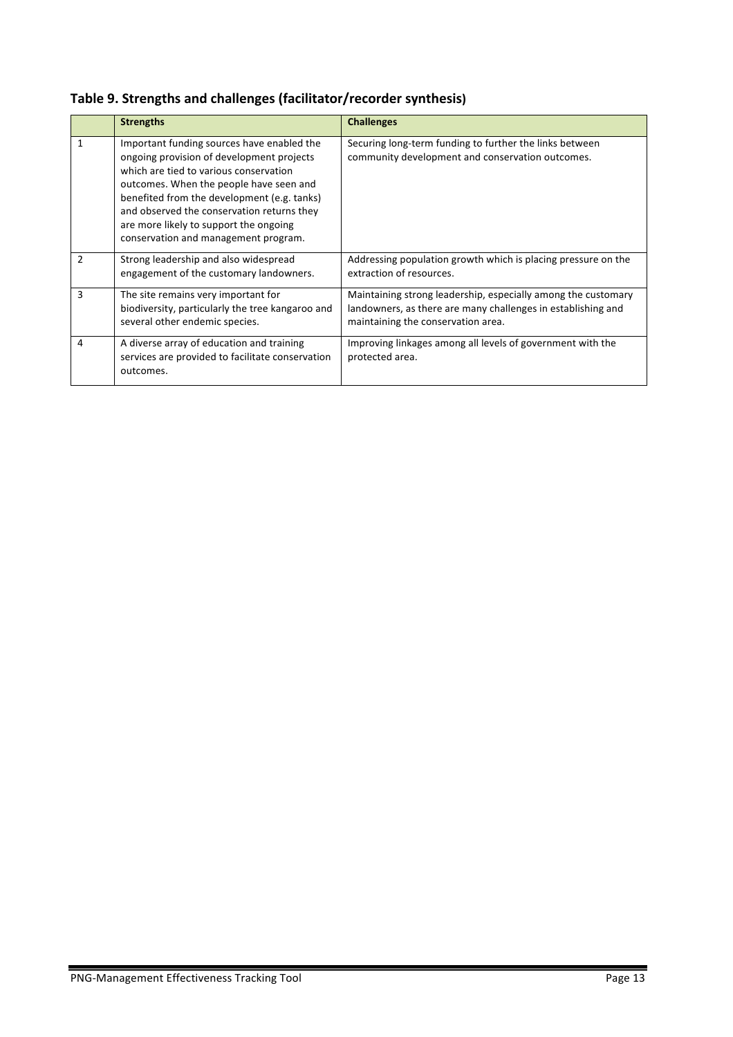## Table 9. Strengths and challenges (facilitator/recorder synthesis)

| | Strengths | Challenges |
|---|---|---|
| 1 | Important funding sources have enabled the ongoing provision of development projects which are tied to various conservation outcomes. When the people have seen and benefited from the development (e.g. tanks) and observed the conservation returns they are more likely to support the ongoing conservation and management program. | Securing long-term funding to further the links between community development and conservation outcomes. |
| 2 | Strong leadership and also widespread engagement of the customary landowners. | Addressing population growth which is placing pressure on the extraction of resources. |
| 3 | The site remains very important for biodiversity, particularly the tree kangaroo and several other endemic species. | Maintaining strong leadership, especially among the customary landowners, as there are many challenges in establishing and maintaining the conservation area. |
| 4 | A diverse array of education and training services are provided to facilitate conservation outcomes. | Improving linkages among all levels of government with the protected area. |